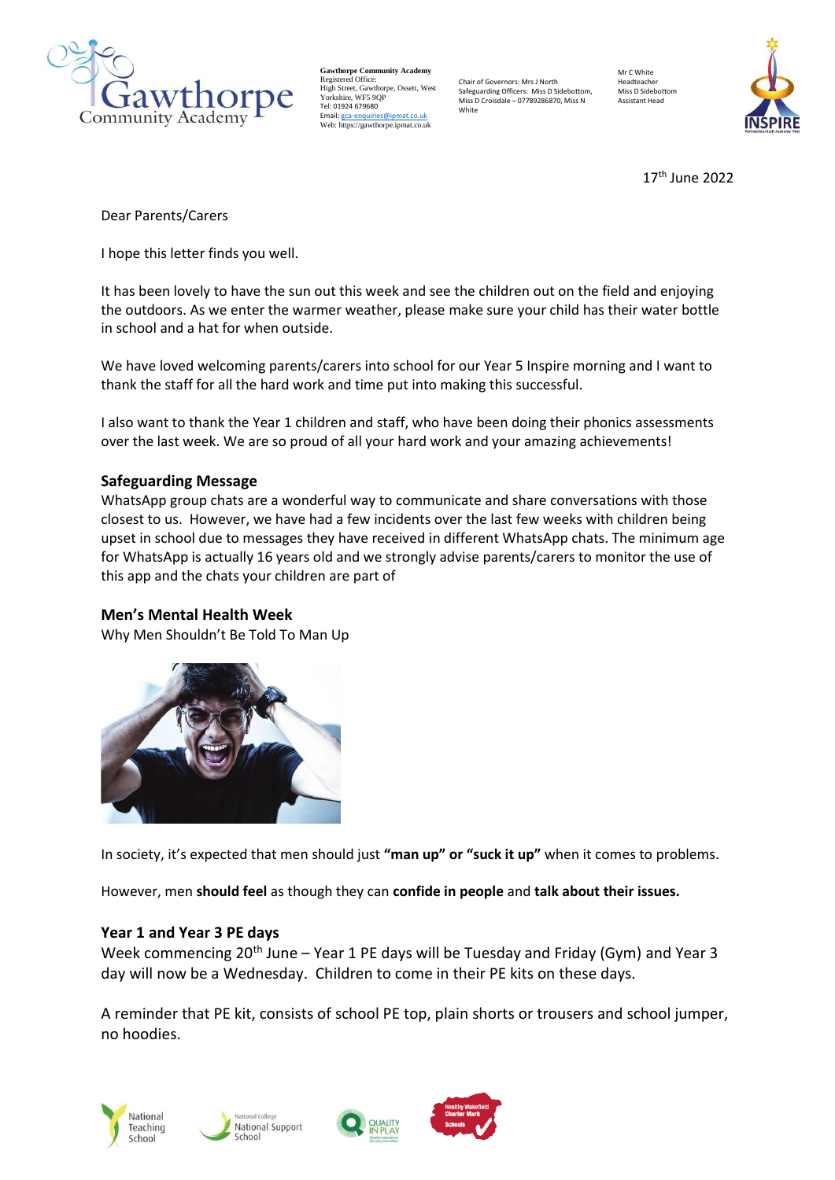**Gawthorpe Community Academy**
Registered Office:
High Street, Gawthorpe, Ossett, West Yorkshire, WF5 9QP
Tel: 01924 679680
Email: gca-enquiries@ipmat.co.uk
Web: https://gawthorpe.ipmat.co.uk

Chair of Governors: Mrs J North
Safeguarding Officers: Miss D Sidebottom, Miss D Croisdale – 07789286870, Miss N White

Mr C White
Headteacher
Miss D Sidebottom
Assistant Head

17th June 2022

Dear Parents/Carers

I hope this letter finds you well.

It has been lovely to have the sun out this week and see the children out on the field and enjoying the outdoors. As we enter the warmer weather, please make sure your child has their water bottle in school and a hat for when outside.

We have loved welcoming parents/carers into school for our Year 5 Inspire morning and I want to thank the staff for all the hard work and time put into making this successful.

I also want to thank the Year 1 children and staff, who have been doing their phonics assessments over the last week. We are so proud of all your hard work and your amazing achievements!

## Safeguarding Message

WhatsApp group chats are a wonderful way to communicate and share conversations with those closest to us. However, we have had a few incidents over the last few weeks with children being upset in school due to messages they have received in different WhatsApp chats. The minimum age for WhatsApp is actually 16 years old and we strongly advise parents/carers to monitor the use of this app and the chats your children are part of

## Men's Mental Health Week

Why Men Shouldn't Be Told To Man Up

In society, it's expected that men should just **"man up" or "suck it up"** when it comes to problems.

However, men **should feel** as though they can **confide in people** and **talk about their issues.**

## Year 1 and Year 3 PE days

Week commencing 20th June – Year 1 PE days will be Tuesday and Friday (Gym) and Year 3 day will now be a Wednesday. Children to come in their PE kits on these days.

A reminder that PE kit, consists of school PE top, plain shorts or trousers and school jumper, no hoodies.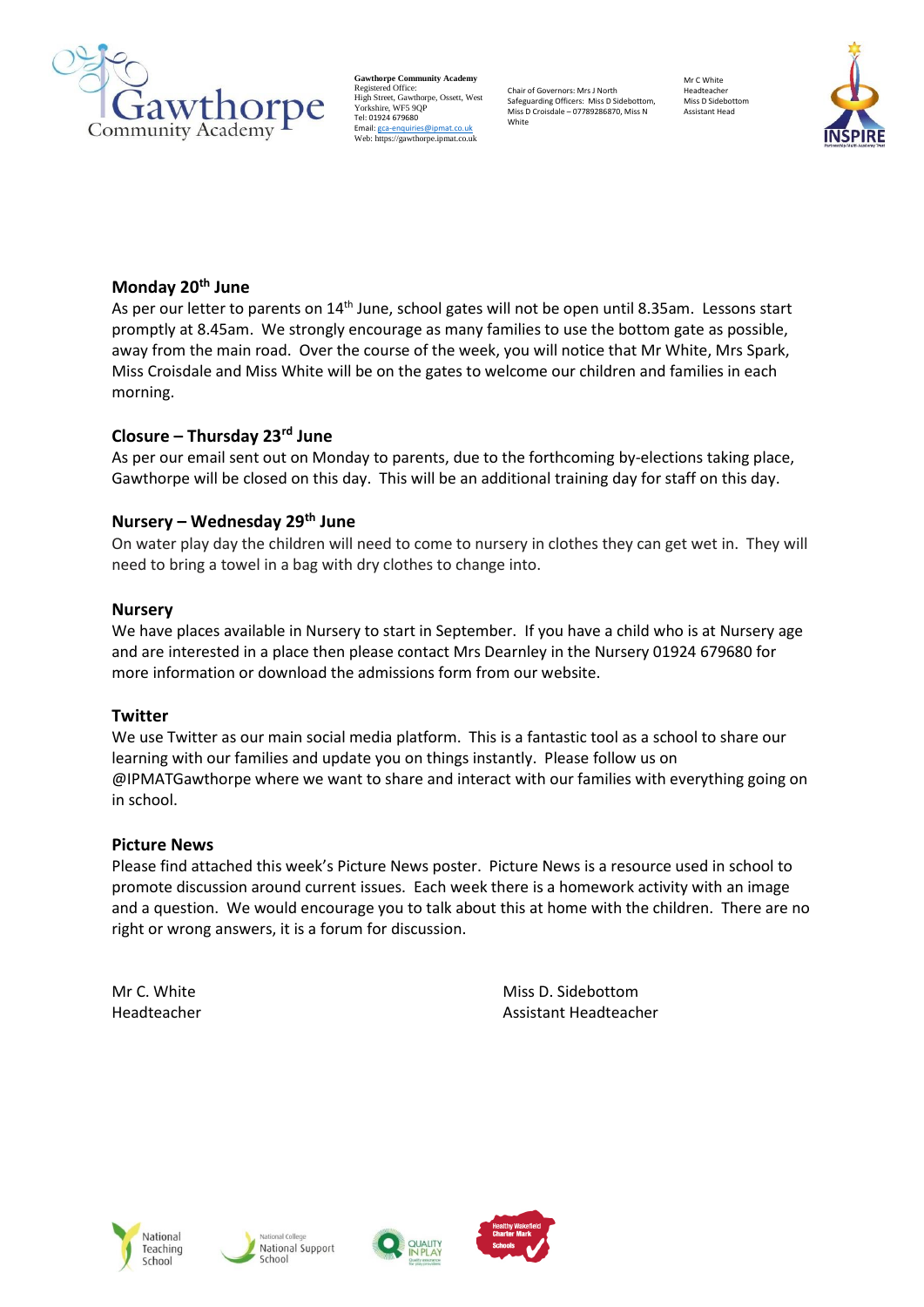**Gawthorpe Community Academy**
Registered Office:
High Street, Gawthorpe, Ossett, West Yorkshire, WF5 9QP
Tel: 01924 679680
Email: gca-enquiries@ipmat.co.uk
Web: https://gawthorpe.ipmat.co.uk

Chair of Governors: Mrs J North
Safeguarding Officers: Miss D Sidebottom, Miss D Croisdale – 07789286870, Miss N White

Mr C White
Headteacher
Miss D Sidebottom
Assistant Head

## Monday 20th June

As per our letter to parents on 14th June, school gates will not be open until 8.35am. Lessons start promptly at 8.45am. We strongly encourage as many families to use the bottom gate as possible, away from the main road. Over the course of the week, you will notice that Mr White, Mrs Spark, Miss Croisdale and Miss White will be on the gates to welcome our children and families in each morning.

## Closure – Thursday 23rd June

As per our email sent out on Monday to parents, due to the forthcoming by-elections taking place, Gawthorpe will be closed on this day. This will be an additional training day for staff on this day.

## Nursery – Wednesday 29th June

On water play day the children will need to come to nursery in clothes they can get wet in. They will need to bring a towel in a bag with dry clothes to change into.

## Nursery

We have places available in Nursery to start in September. If you have a child who is at Nursery age and are interested in a place then please contact Mrs Dearnley in the Nursery 01924 679680 for more information or download the admissions form from our website.

## Twitter

We use Twitter as our main social media platform. This is a fantastic tool as a school to share our learning with our families and update you on things instantly. Please follow us on @IPMATGawthorpe where we want to share and interact with our families with everything going on in school.

## Picture News

Please find attached this week's Picture News poster. Picture News is a resource used in school to promote discussion around current issues. Each week there is a homework activity with an image and a question. We would encourage you to talk about this at home with the children. There are no right or wrong answers, it is a forum for discussion.

Mr C. White
Headteacher

Miss D. Sidebottom
Assistant Headteacher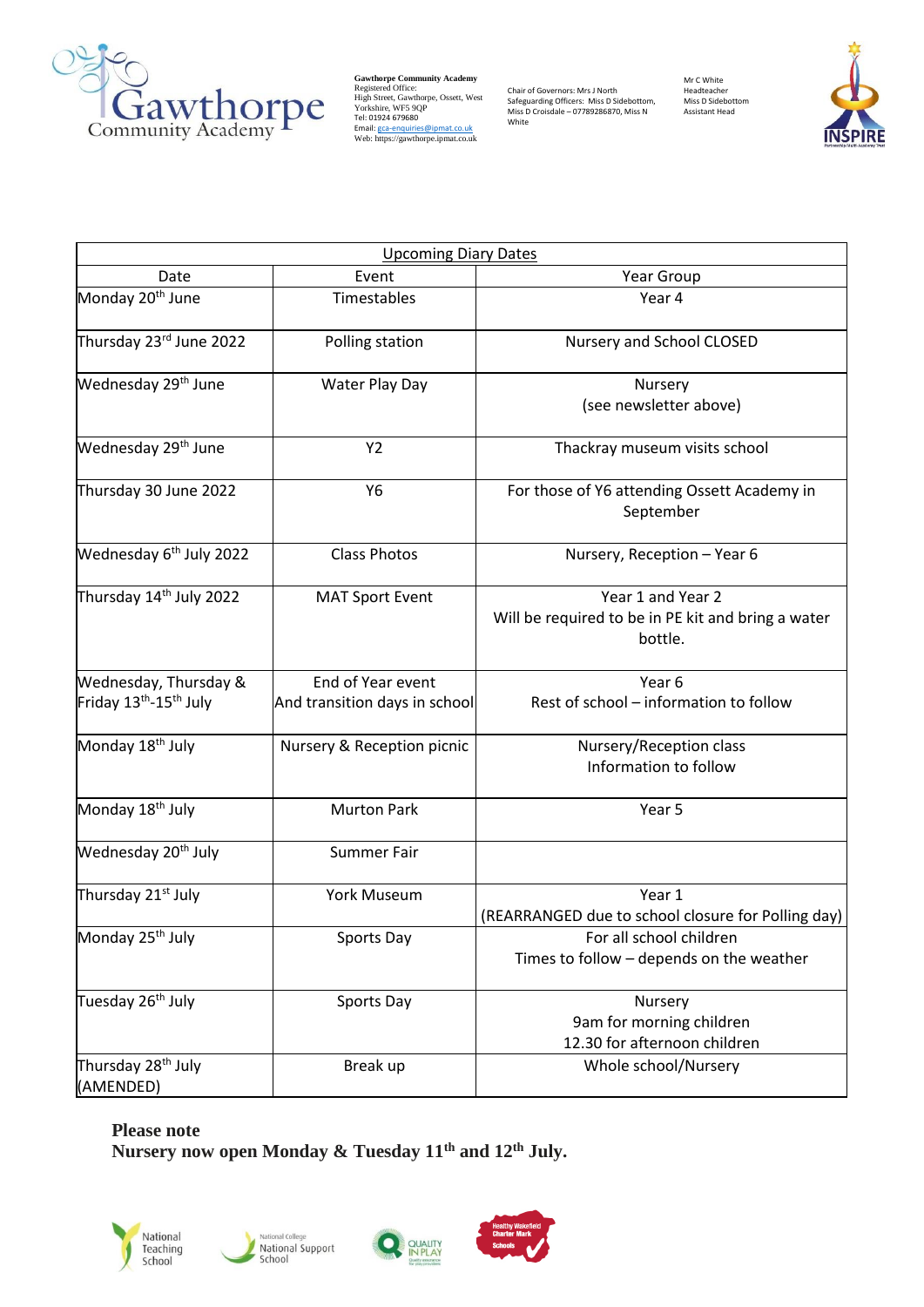**Gawthorpe Community Academy**
Registered Office:
High Street, Gawthorpe, Ossett, West Yorkshire, WF5 9QP
Tel: 01924 679680
Email: gca-enquiries@ipmat.co.uk
Web: https://gawthorpe.ipmat.co.uk

Chair of Governors: Mrs J North
Safeguarding Officers: Miss D Sidebottom, Miss D Croisdale – 07789286870, Miss N White

Mr C White
Headteacher
Miss D Sidebottom
Assistant Head

| Upcoming Diary Dates | | |
|---|---|---|
| Date | Event | Year Group |
| Monday 20th June | Timestables | Year 4 |
| Thursday 23rd June 2022 | Polling station | Nursery and School CLOSED |
| Wednesday 29th June | Water Play Day | Nursery (see newsletter above) |
| Wednesday 29th June | Y2 | Thackray museum visits school |
| Thursday 30 June 2022 | Y6 | For those of Y6 attending Ossett Academy in September |
| Wednesday 6th July 2022 | Class Photos | Nursery, Reception – Year 6 |
| Thursday 14th July 2022 | MAT Sport Event | Year 1 and Year 2 Will be required to be in PE kit and bring a water bottle. |
| Wednesday, Thursday & Friday 13th-15th July | End of Year event And transition days in school | Year 6 Rest of school – information to follow |
| Monday 18th July | Nursery & Reception picnic | Nursery/Reception class Information to follow |
| Monday 18th July | Murton Park | Year 5 |
| Wednesday 20th July | Summer Fair | |
| Thursday 21st July | York Museum | Year 1 (REARRANGED due to school closure for Polling day) |
| Monday 25th July | Sports Day | For all school children Times to follow – depends on the weather |
| Tuesday 26th July | Sports Day | Nursery 9am for morning children 12.30 for afternoon children |
| Thursday 28th July (AMENDED) | Break up | Whole school/Nursery |

**Please note**
**Nursery now open Monday & Tuesday 11th and 12th July.**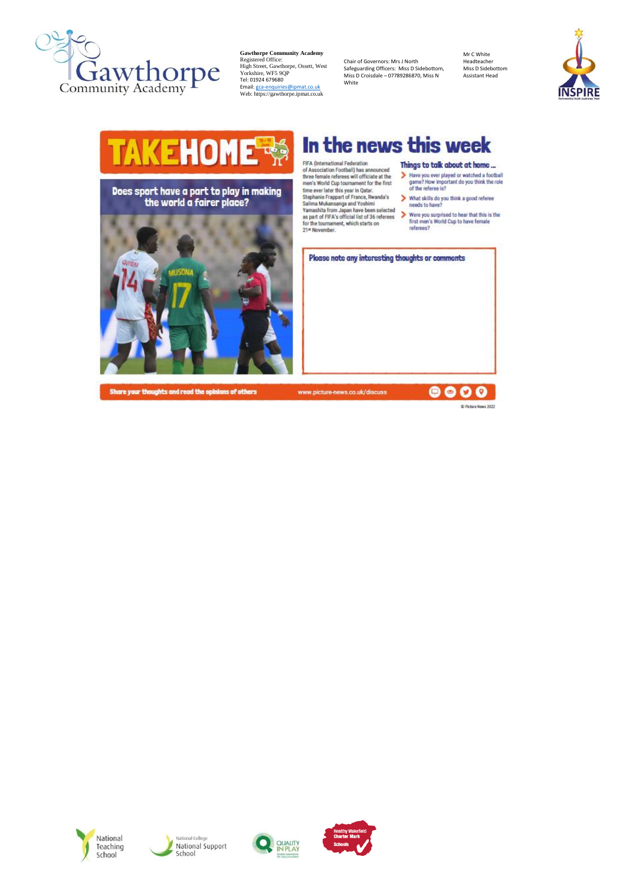Gawthorpe Community Academy

**Gawthorpe Community Academy**
Registered Office:
High Street, Gawthorpe, Ossett, West Yorkshire, WF5 9QP
Tel: 01924 679680
Email: gca-enquiries@ipmat.co.uk
Web: https://gawthorpe.ipmat.co.uk

Chair of Governors: Mrs J North
Safeguarding Officers: Miss D Sidebottom, Miss D Croisdale – 07789286870, Miss N White

Mr C White
Headteacher
Miss D Sidebottom
Assistant Head

INSPIRE

# TAKEHOME

13 - 19 June

## Does sport have a part to play in making the world a fairer place?

# In the news this week

FIFA (International Federation of Association Football) has announced three female referees will officiate at the men's World Cup tournament for the first time ever later this year in Qatar. Stephanie Frappart of France, Rwanda's Salima Mukansanga and Yoshimi Yamashita from Japan have been selected as part of FIFA's official list of 36 referees for the tournament, which starts on 21st November.

### Things to talk about at home ...

- Have you ever played or watched a football game? How important do you think the role of the referee is?
- What skills do you think a good referee needs to have?
- Were you surprised to hear that this is the first men's World Cup to have female referees?

**Please note any interesting thoughts or comments**

Share your thoughts and read the opinions of others www.picture-news.co.uk/discuss

© Picture News 2022

National Teaching School

National College National Support School

QUALITY IN PLAY

Healthy Wakefield Charter Mark Schools